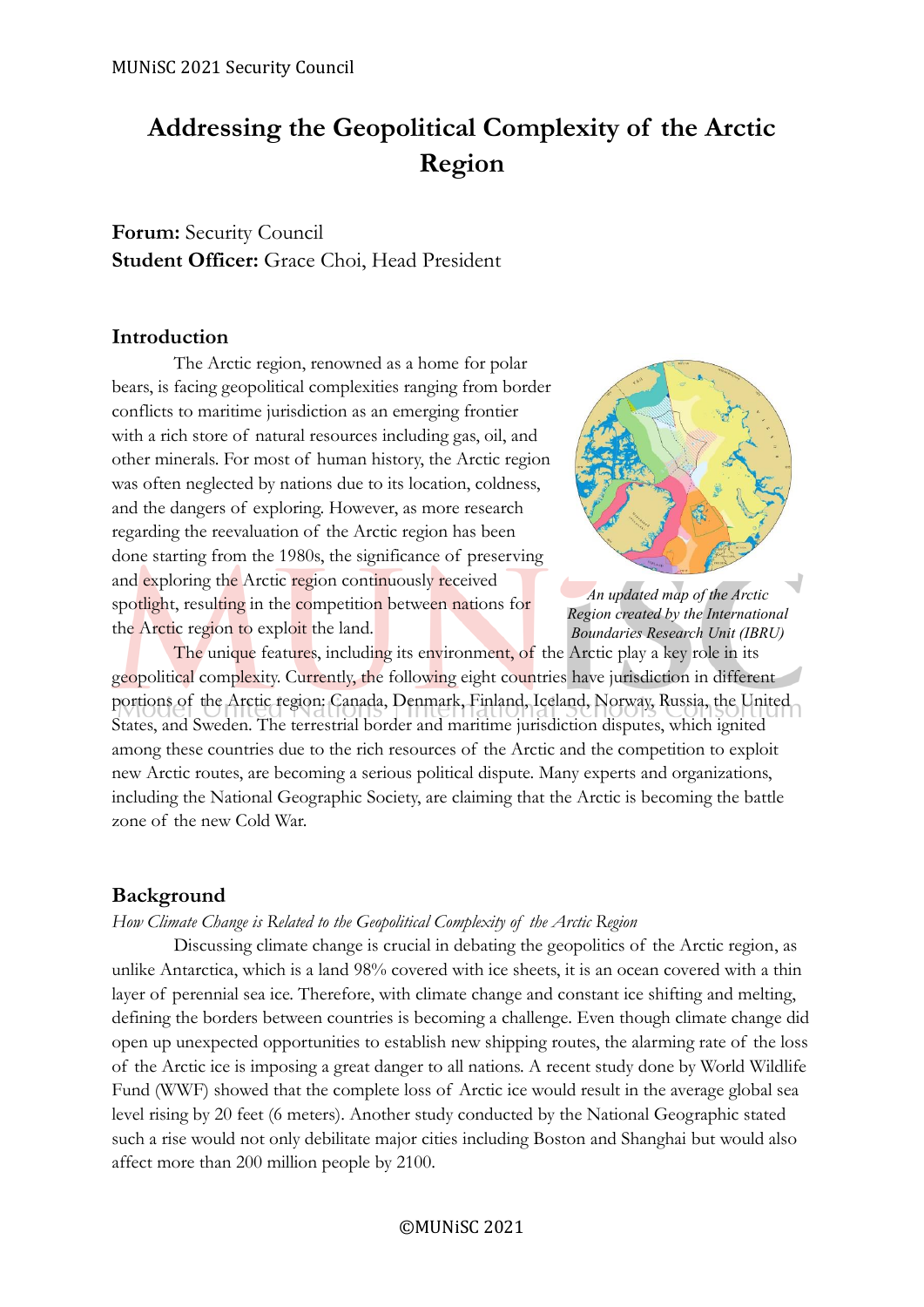# Addressing the Geopolitical Complexity of the Arctic Region

**Forum:** Security Council
**Student Officer:** Grace Choi, Head President

## Introduction

The Arctic region, renowned as a home for polar bears, is facing geopolitical complexities ranging from border conflicts to maritime jurisdiction as an emerging frontier with a rich store of natural resources including gas, oil, and other minerals. For most of human history, the Arctic region was often neglected by nations due to its location, coldness, and the dangers of exploring. However, as more research regarding the reevaluation of the Arctic region has been done starting from the 1980s, the significance of preserving and exploring the Arctic region continuously received spotlight, resulting in the competition between nations for the Arctic region to exploit the land.

*An updated map of the Arctic Region created by the International Boundaries Research Unit (IBRU)*

The unique features, including its environment, of the Arctic play a key role in its geopolitical complexity. Currently, the following eight countries have jurisdiction in different portions of the Arctic region: Canada, Denmark, Finland, Iceland, Norway, Russia, the United States, and Sweden. The terrestrial border and maritime jurisdiction disputes, which ignited among these countries due to the rich resources of the Arctic and the competition to exploit new Arctic routes, are becoming a serious political dispute. Many experts and organizations, including the National Geographic Society, are claiming that the Arctic is becoming the battle zone of the new Cold War.

## Background

*How Climate Change is Related to the Geopolitical Complexity of the Arctic Region*

Discussing climate change is crucial in debating the geopolitics of the Arctic region, as unlike Antarctica, which is a land 98% covered with ice sheets, it is an ocean covered with a thin layer of perennial sea ice. Therefore, with climate change and constant ice shifting and melting, defining the borders between countries is becoming a challenge. Even though climate change did open up unexpected opportunities to establish new shipping routes, the alarming rate of the loss of the Arctic ice is imposing a great danger to all nations. A recent study done by World Wildlife Fund (WWF) showed that the complete loss of Arctic ice would result in the average global sea level rising by 20 feet (6 meters). Another study conducted by the National Geographic stated such a rise would not only debilitate major cities including Boston and Shanghai but would also affect more than 200 million people by 2100.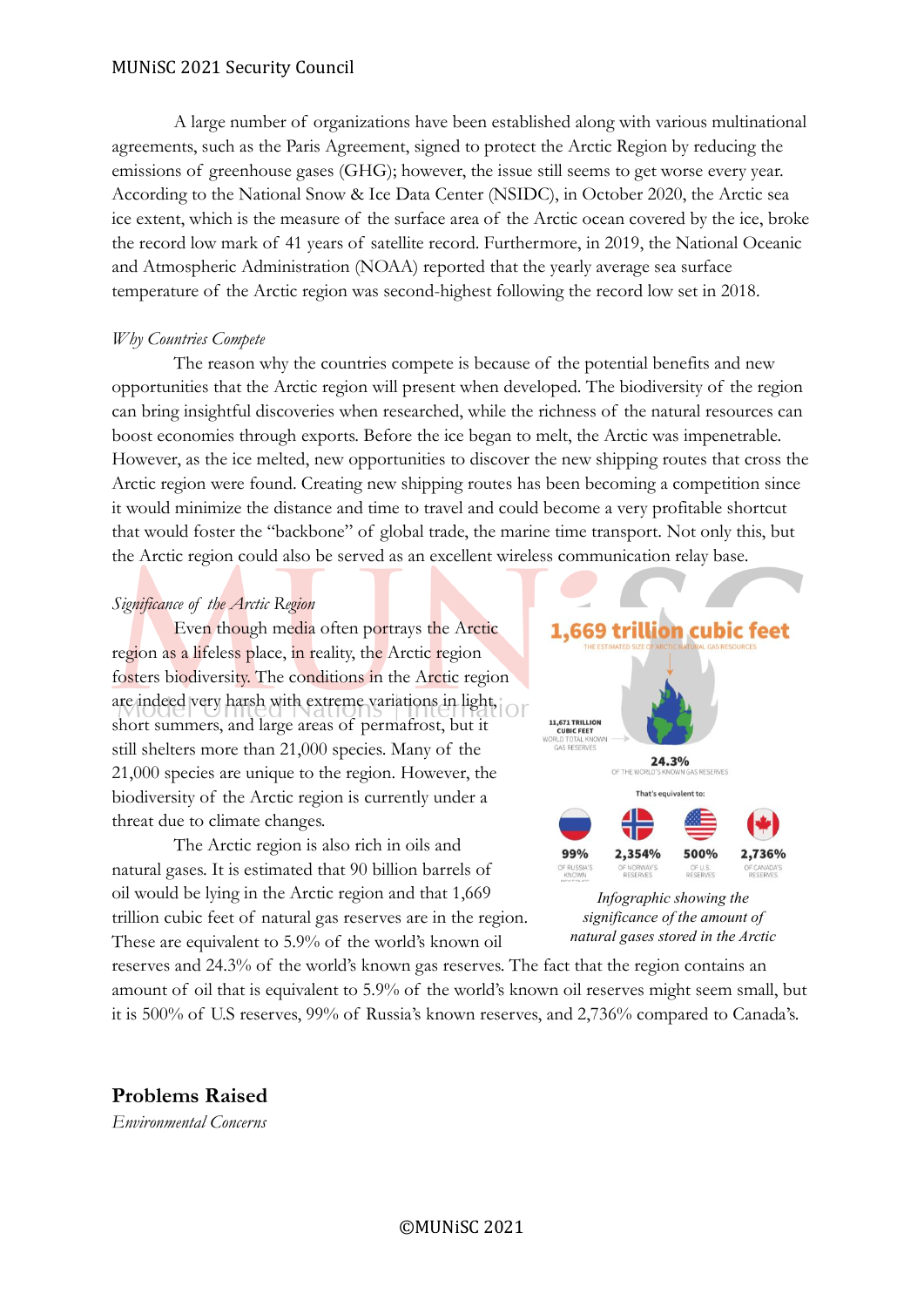A large number of organizations have been established along with various multinational agreements, such as the Paris Agreement, signed to protect the Arctic Region by reducing the emissions of greenhouse gases (GHG); however, the issue still seems to get worse every year. According to the National Snow & Ice Data Center (NSIDC), in October 2020, the Arctic sea ice extent, which is the measure of the surface area of the Arctic ocean covered by the ice, broke the record low mark of 41 years of satellite record. Furthermore, in 2019, the National Oceanic and Atmospheric Administration (NOAA) reported that the yearly average sea surface temperature of the Arctic region was second-highest following the record low set in 2018.

*Why Countries Compete*

The reason why the countries compete is because of the potential benefits and new opportunities that the Arctic region will present when developed. The biodiversity of the region can bring insightful discoveries when researched, while the richness of the natural resources can boost economies through exports. Before the ice began to melt, the Arctic was impenetrable. However, as the ice melted, new opportunities to discover the new shipping routes that cross the Arctic region were found. Creating new shipping routes has been becoming a competition since it would minimize the distance and time to travel and could become a very profitable shortcut that would foster the "backbone" of global trade, the marine time transport. Not only this, but the Arctic region could also be served as an excellent wireless communication relay base.

*Significance of the Arctic Region*

Even though media often portrays the Arctic region as a lifeless place, in reality, the Arctic region fosters biodiversity. The conditions in the Arctic region are indeed very harsh with extreme variations in light, short summers, and large areas of permafrost, but it still shelters more than 21,000 species. Many of the 21,000 species are unique to the region. However, the biodiversity of the Arctic region is currently under a threat due to climate changes.

The Arctic region is also rich in oils and natural gases. It is estimated that 90 billion barrels of oil would be lying in the Arctic region and that 1,669 trillion cubic feet of natural gas reserves are in the region. These are equivalent to 5.9% of the world's known oil reserves and 24.3% of the world's known gas reserves. The fact that the region contains an amount of oil that is equivalent to 5.9% of the world's known oil reserves might seem small, but it is 500% of U.S reserves, 99% of Russia's known reserves, and 2,736% compared to Canada's.

*Infographic showing the significance of the amount of natural gases stored in the Arctic*

## Problems Raised

*Environmental Concerns*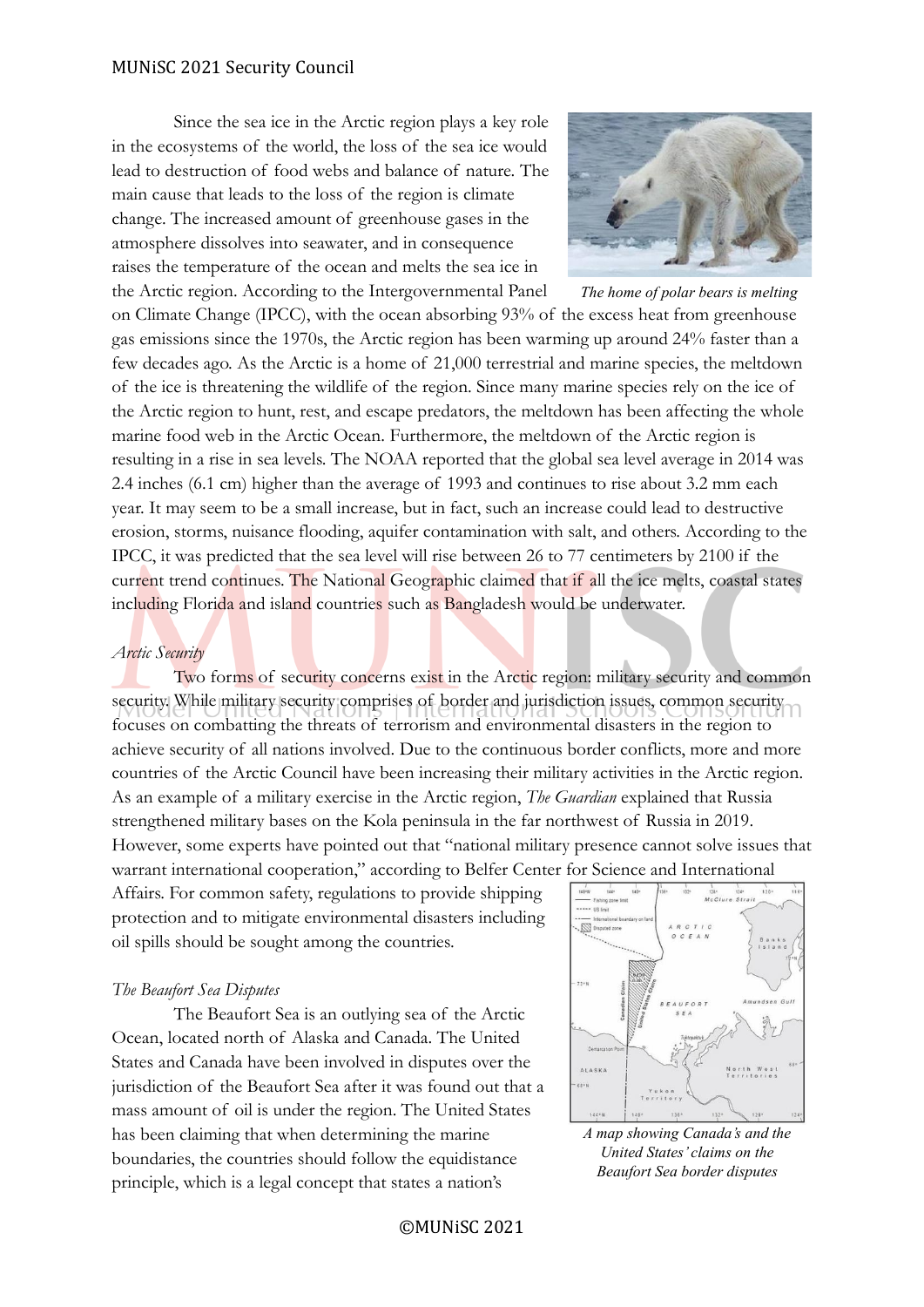Since the sea ice in the Arctic region plays a key role in the ecosystems of the world, the loss of the sea ice would lead to destruction of food webs and balance of nature. The main cause that leads to the loss of the region is climate change. The increased amount of greenhouse gases in the atmosphere dissolves into seawater, and in consequence raises the temperature of the ocean and melts the sea ice in the Arctic region. According to the Intergovernmental Panel on Climate Change (IPCC), with the ocean absorbing 93% of the excess heat from greenhouse gas emissions since the 1970s, the Arctic region has been warming up around 24% faster than a few decades ago. As the Arctic is a home of 21,000 terrestrial and marine species, the meltdown of the ice is threatening the wildlife of the region. Since many marine species rely on the ice of the Arctic region to hunt, rest, and escape predators, the meltdown has been affecting the whole marine food web in the Arctic Ocean. Furthermore, the meltdown of the Arctic region is resulting in a rise in sea levels. The NOAA reported that the global sea level average in 2014 was 2.4 inches (6.1 cm) higher than the average of 1993 and continues to rise about 3.2 mm each year. It may seem to be a small increase, but in fact, such an increase could lead to destructive erosion, storms, nuisance flooding, aquifer contamination with salt, and others. According to the IPCC, it was predicted that the sea level will rise between 26 to 77 centimeters by 2100 if the current trend continues. The National Geographic claimed that if all the ice melts, coastal states including Florida and island countries such as Bangladesh would be underwater.

*The home of polar bears is melting*

### *Arctic Security*

Two forms of security concerns exist in the Arctic region: military security and common security. While military security comprises of border and jurisdiction issues, common security focuses on combatting the threats of terrorism and environmental disasters in the region to achieve security of all nations involved. Due to the continuous border conflicts, more and more countries of the Arctic Council have been increasing their military activities in the Arctic region. As an example of a military exercise in the Arctic region, *The Guardian* explained that Russia strengthened military bases on the Kola peninsula in the far northwest of Russia in 2019. However, some experts have pointed out that "national military presence cannot solve issues that warrant international cooperation," according to Belfer Center for Science and International Affairs. For common safety, regulations to provide shipping protection and to mitigate environmental disasters including oil spills should be sought among the countries.

### *The Beaufort Sea Disputes*

The Beaufort Sea is an outlying sea of the Arctic Ocean, located north of Alaska and Canada. The United States and Canada have been involved in disputes over the jurisdiction of the Beaufort Sea after it was found out that a mass amount of oil is under the region. The United States has been claiming that when determining the marine boundaries, the countries should follow the equidistance principle, which is a legal concept that states a nation's

*A map showing Canada's and the United States' claims on the Beaufort Sea border disputes*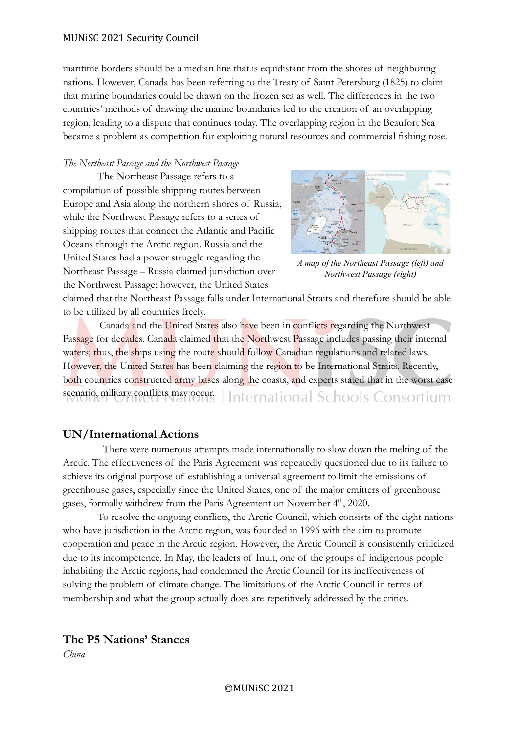maritime borders should be a median line that is equidistant from the shores of neighboring nations. However, Canada has been referring to the Treaty of Saint Petersburg (1825) to claim that marine boundaries could be drawn on the frozen sea as well. The differences in the two countries' methods of drawing the marine boundaries led to the creation of an overlapping region, leading to a dispute that continues today. The overlapping region in the Beaufort Sea became a problem as competition for exploiting natural resources and commercial fishing rose.

*The Northeast Passage and the Northwest Passage*

The Northeast Passage refers to a compilation of possible shipping routes between Europe and Asia along the northern shores of Russia, while the Northwest Passage refers to a series of shipping routes that connect the Atlantic and Pacific Oceans through the Arctic region. Russia and the United States had a power struggle regarding the Northeast Passage – Russia claimed jurisdiction over the Northwest Passage; however, the United States claimed that the Northeast Passage falls under International Straits and therefore should be able to be utilized by all countries freely.

*A map of the Northeast Passage (left) and Northwest Passage (right)*

Canada and the United States also have been in conflicts regarding the Northwest Passage for decades. Canada claimed that the Northwest Passage includes passing their internal waters; thus, the ships using the route should follow Canadian regulations and related laws. However, the United States has been claiming the region to be International Straits. Recently, both countries constructed army bases along the coasts, and experts stated that in the worst case scenario, military conflicts may occur.

## UN/International Actions

There were numerous attempts made internationally to slow down the melting of the Arctic. The effectiveness of the Paris Agreement was repeatedly questioned due to its failure to achieve its original purpose of establishing a universal agreement to limit the emissions of greenhouse gases, especially since the United States, one of the major emitters of greenhouse gases, formally withdrew from the Paris Agreement on November 4th, 2020.

To resolve the ongoing conflicts, the Arctic Council, which consists of the eight nations who have jurisdiction in the Arctic region, was founded in 1996 with the aim to promote cooperation and peace in the Arctic region. However, the Arctic Council is consistently criticized due to its incompetence. In May, the leaders of Inuit, one of the groups of indigenous people inhabiting the Arctic regions, had condemned the Arctic Council for its ineffectiveness of solving the problem of climate change. The limitations of the Arctic Council in terms of membership and what the group actually does are repetitively addressed by the critics.

## The P5 Nations' Stances

*China*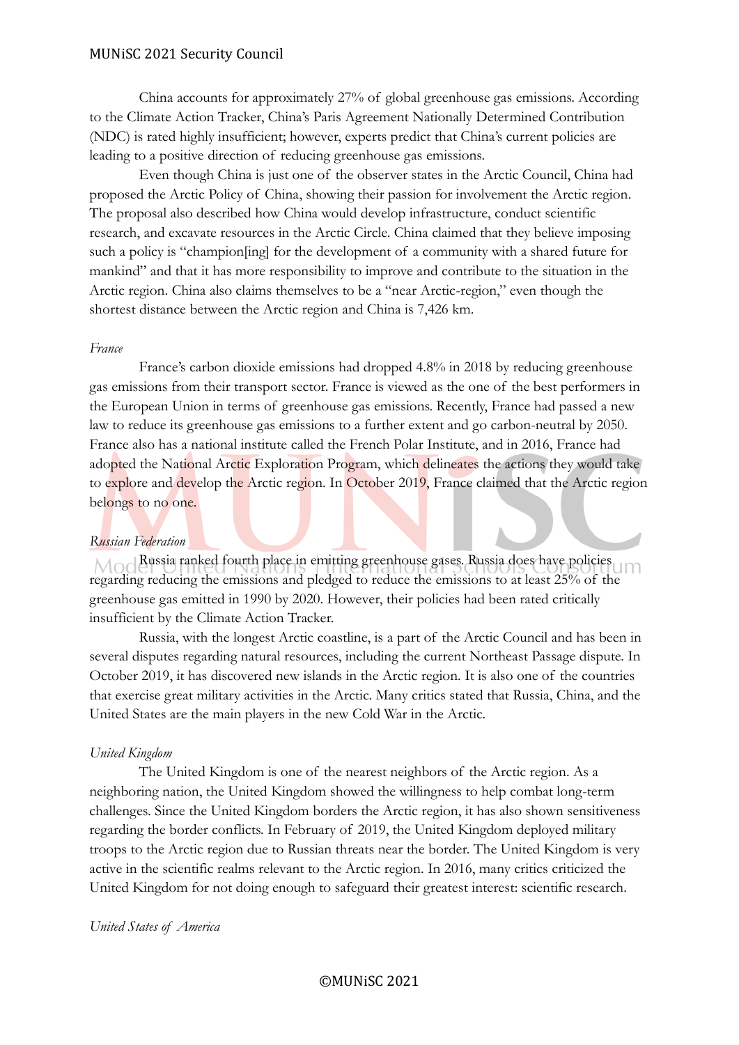China accounts for approximately 27% of global greenhouse gas emissions. According to the Climate Action Tracker, China's Paris Agreement Nationally Determined Contribution (NDC) is rated highly insufficient; however, experts predict that China's current policies are leading to a positive direction of reducing greenhouse gas emissions.

Even though China is just one of the observer states in the Arctic Council, China had proposed the Arctic Policy of China, showing their passion for involvement the Arctic region. The proposal also described how China would develop infrastructure, conduct scientific research, and excavate resources in the Arctic Circle. China claimed that they believe imposing such a policy is "champion[ing] for the development of a community with a shared future for mankind" and that it has more responsibility to improve and contribute to the situation in the Arctic region. China also claims themselves to be a "near Arctic-region," even though the shortest distance between the Arctic region and China is 7,426 km.

*France*

France's carbon dioxide emissions had dropped 4.8% in 2018 by reducing greenhouse gas emissions from their transport sector. France is viewed as the one of the best performers in the European Union in terms of greenhouse gas emissions. Recently, France had passed a new law to reduce its greenhouse gas emissions to a further extent and go carbon-neutral by 2050. France also has a national institute called the French Polar Institute, and in 2016, France had adopted the National Arctic Exploration Program, which delineates the actions they would take to explore and develop the Arctic region. In October 2019, France claimed that the Arctic region belongs to no one.

*Russian Federation*

Russia ranked fourth place in emitting greenhouse gases. Russia does have policies regarding reducing the emissions and pledged to reduce the emissions to at least 25% of the greenhouse gas emitted in 1990 by 2020. However, their policies had been rated critically insufficient by the Climate Action Tracker.

Russia, with the longest Arctic coastline, is a part of the Arctic Council and has been in several disputes regarding natural resources, including the current Northeast Passage dispute. In October 2019, it has discovered new islands in the Arctic region. It is also one of the countries that exercise great military activities in the Arctic. Many critics stated that Russia, China, and the United States are the main players in the new Cold War in the Arctic.

*United Kingdom*

The United Kingdom is one of the nearest neighbors of the Arctic region. As a neighboring nation, the United Kingdom showed the willingness to help combat long-term challenges. Since the United Kingdom borders the Arctic region, it has also shown sensitiveness regarding the border conflicts. In February of 2019, the United Kingdom deployed military troops to the Arctic region due to Russian threats near the border. The United Kingdom is very active in the scientific realms relevant to the Arctic region. In 2016, many critics criticized the United Kingdom for not doing enough to safeguard their greatest interest: scientific research.

*United States of America*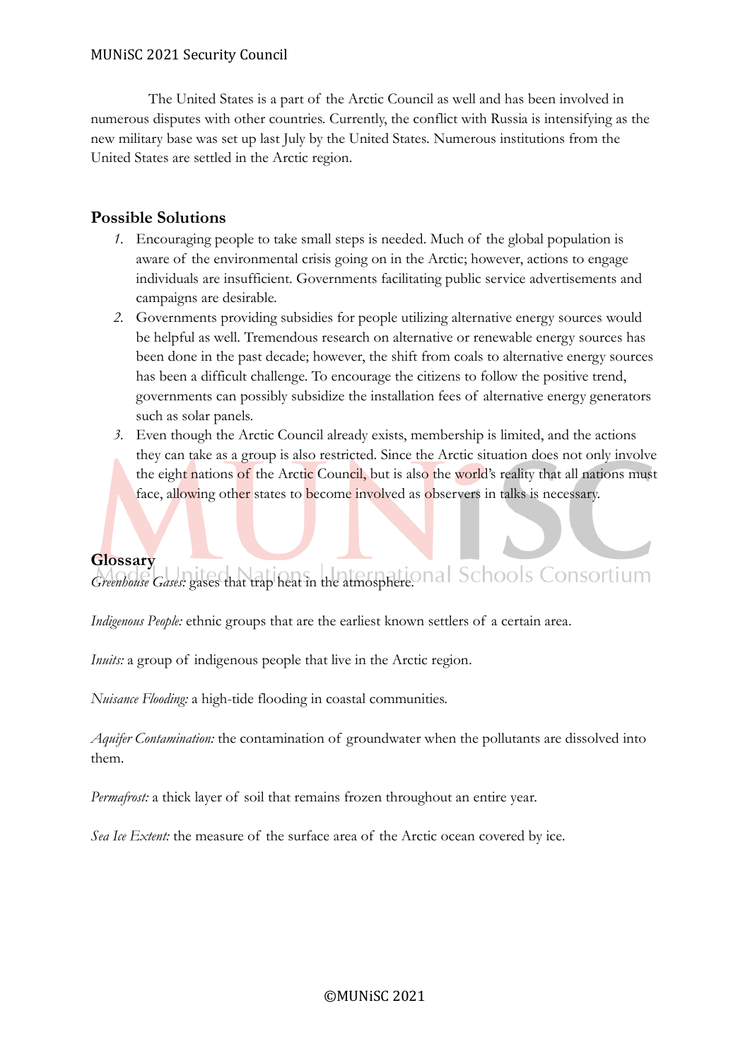The United States is a part of the Arctic Council as well and has been involved in numerous disputes with other countries. Currently, the conflict with Russia is intensifying as the new military base was set up last July by the United States. Numerous institutions from the United States are settled in the Arctic region.

## Possible Solutions

1. Encouraging people to take small steps is needed. Much of the global population is aware of the environmental crisis going on in the Arctic; however, actions to engage individuals are insufficient. Governments facilitating public service advertisements and campaigns are desirable.
2. Governments providing subsidies for people utilizing alternative energy sources would be helpful as well. Tremendous research on alternative or renewable energy sources has been done in the past decade; however, the shift from coals to alternative energy sources has been a difficult challenge. To encourage the citizens to follow the positive trend, governments can possibly subsidize the installation fees of alternative energy generators such as solar panels.
3. Even though the Arctic Council already exists, membership is limited, and the actions they can take as a group is also restricted. Since the Arctic situation does not only involve the eight nations of the Arctic Council, but is also the world's reality that all nations must face, allowing other states to become involved as observers in talks is necessary.

## Glossary

*Greenhouse Gases:* gases that trap heat in the atmosphere.

*Indigenous People:* ethnic groups that are the earliest known settlers of a certain area.

*Inuits:* a group of indigenous people that live in the Arctic region.

*Nuisance Flooding:* a high-tide flooding in coastal communities.

*Aquifer Contamination:* the contamination of groundwater when the pollutants are dissolved into them.

*Permafrost:* a thick layer of soil that remains frozen throughout an entire year.

*Sea Ice Extent:* the measure of the surface area of the Arctic ocean covered by ice.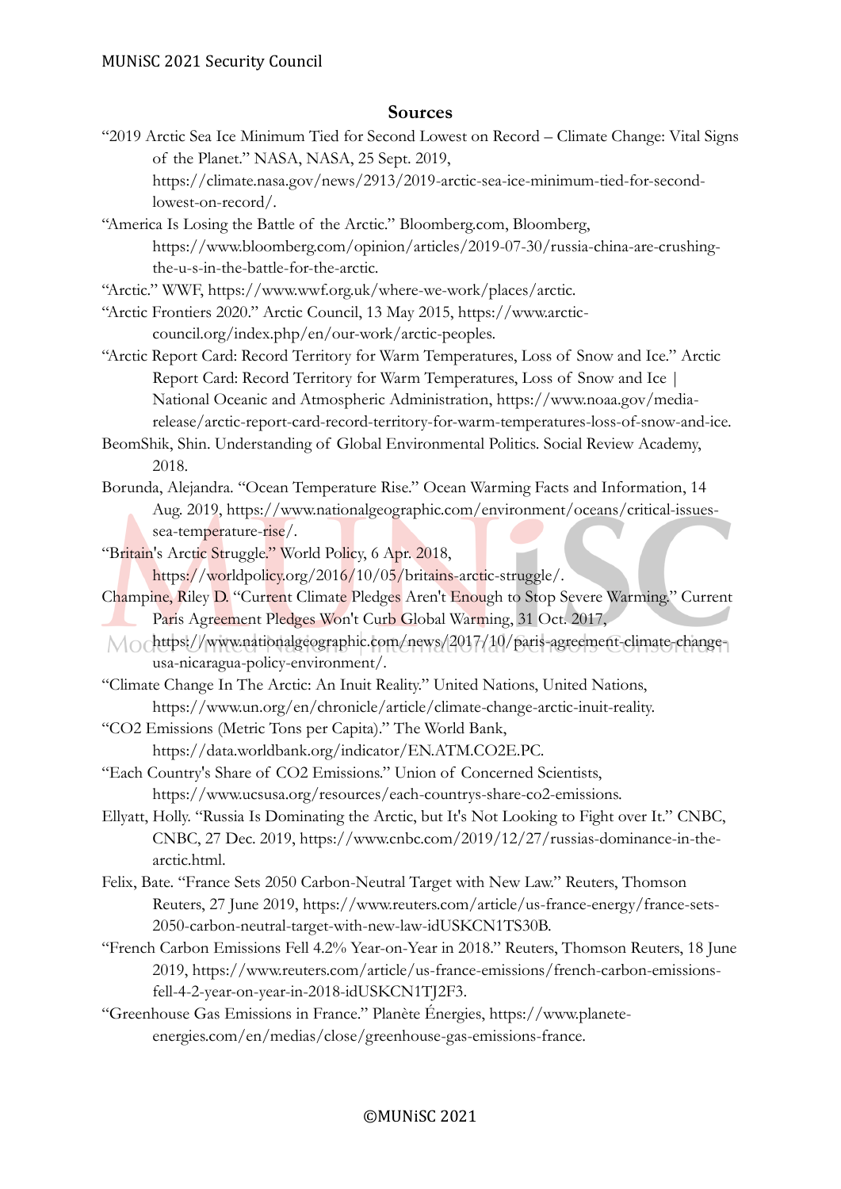## Sources

"2019 Arctic Sea Ice Minimum Tied for Second Lowest on Record – Climate Change: Vital Signs of the Planet." NASA, NASA, 25 Sept. 2019, https://climate.nasa.gov/news/2913/2019-arctic-sea-ice-minimum-tied-for-second-lowest-on-record/.

"America Is Losing the Battle of the Arctic." Bloomberg.com, Bloomberg, https://www.bloomberg.com/opinion/articles/2019-07-30/russia-china-are-crushing-the-u-s-in-the-battle-for-the-arctic.

"Arctic." WWF, https://www.wwf.org.uk/where-we-work/places/arctic.

"Arctic Frontiers 2020." Arctic Council, 13 May 2015, https://www.arctic-council.org/index.php/en/our-work/arctic-peoples.

"Arctic Report Card: Record Territory for Warm Temperatures, Loss of Snow and Ice." Arctic Report Card: Record Territory for Warm Temperatures, Loss of Snow and Ice | National Oceanic and Atmospheric Administration, https://www.noaa.gov/media-release/arctic-report-card-record-territory-for-warm-temperatures-loss-of-snow-and-ice.

BeomShik, Shin. Understanding of Global Environmental Politics. Social Review Academy, 2018.

Borunda, Alejandra. "Ocean Temperature Rise." Ocean Warming Facts and Information, 14 Aug. 2019, https://www.nationalgeographic.com/environment/oceans/critical-issues-sea-temperature-rise/.

"Britain's Arctic Struggle." World Policy, 6 Apr. 2018, https://worldpolicy.org/2016/10/05/britains-arctic-struggle/.

Champine, Riley D. "Current Climate Pledges Aren't Enough to Stop Severe Warming." Current Paris Agreement Pledges Won't Curb Global Warming, 31 Oct. 2017, https://www.nationalgeographic.com/news/2017/10/paris-agreement-climate-change-usa-nicaragua-policy-environment/.

"Climate Change In The Arctic: An Inuit Reality." United Nations, United Nations, https://www.un.org/en/chronicle/article/climate-change-arctic-inuit-reality.

"CO2 Emissions (Metric Tons per Capita)." The World Bank, https://data.worldbank.org/indicator/EN.ATM.CO2E.PC.

"Each Country's Share of CO2 Emissions." Union of Concerned Scientists, https://www.ucsusa.org/resources/each-countrys-share-co2-emissions.

Ellyatt, Holly. "Russia Is Dominating the Arctic, but It's Not Looking to Fight over It." CNBC, CNBC, 27 Dec. 2019, https://www.cnbc.com/2019/12/27/russias-dominance-in-the-arctic.html.

Felix, Bate. "France Sets 2050 Carbon-Neutral Target with New Law." Reuters, Thomson Reuters, 27 June 2019, https://www.reuters.com/article/us-france-energy/france-sets-2050-carbon-neutral-target-with-new-law-idUSKCN1TS30B.

"French Carbon Emissions Fell 4.2% Year-on-Year in 2018." Reuters, Thomson Reuters, 18 June 2019, https://www.reuters.com/article/us-france-emissions/french-carbon-emissions-fell-4-2-year-on-year-in-2018-idUSKCN1TJ2F3.

"Greenhouse Gas Emissions in France." Planète Énergies, https://www.planete-energies.com/en/medias/close/greenhouse-gas-emissions-france.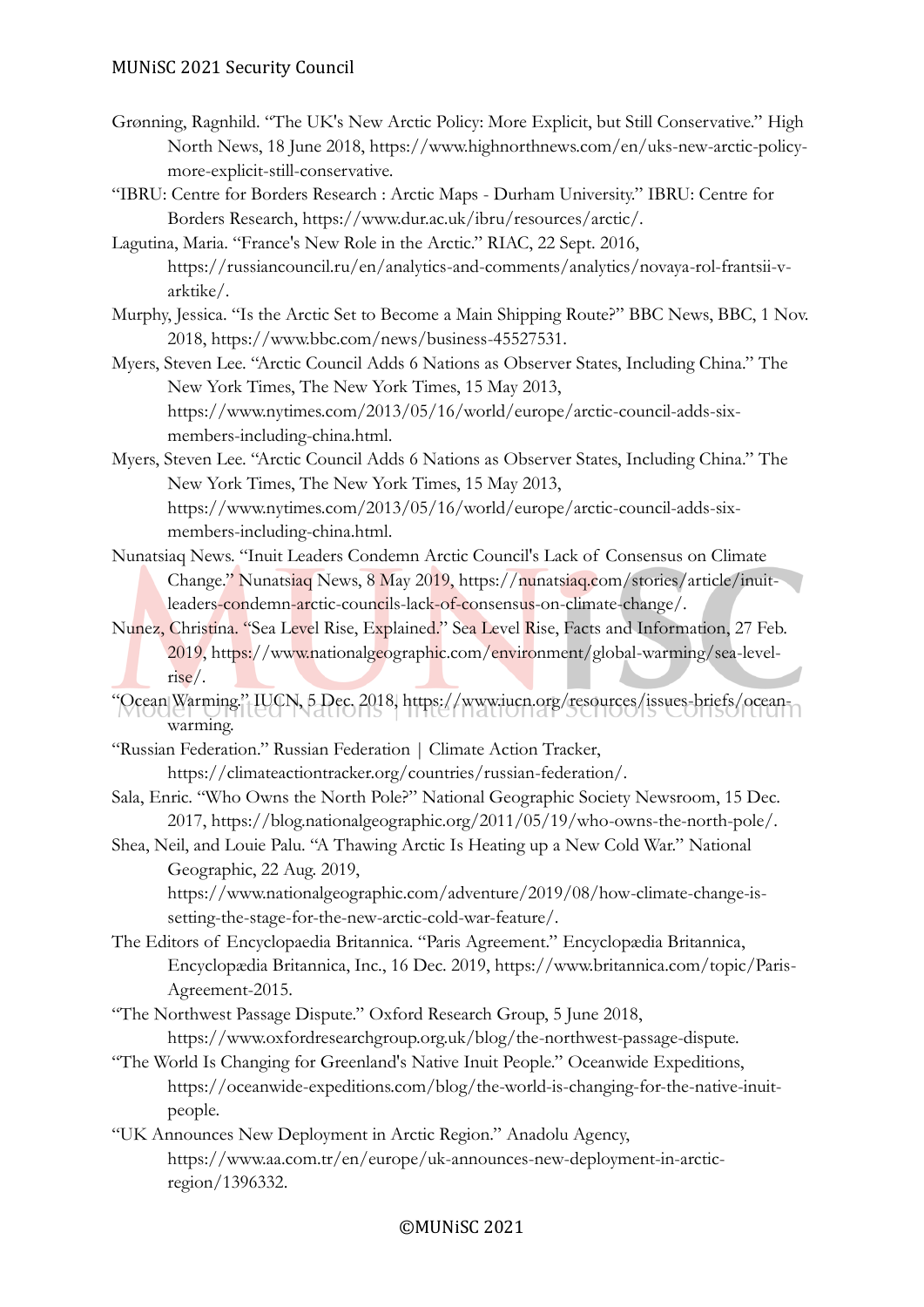Grønning, Ragnhild. "The UK's New Arctic Policy: More Explicit, but Still Conservative." High North News, 18 June 2018, https://www.highnorthnews.com/en/uks-new-arctic-policy-more-explicit-still-conservative.

"IBRU: Centre for Borders Research : Arctic Maps - Durham University." IBRU: Centre for Borders Research, https://www.dur.ac.uk/ibru/resources/arctic/.

Lagutina, Maria. "France's New Role in the Arctic." RIAC, 22 Sept. 2016, https://russiancouncil.ru/en/analytics-and-comments/analytics/novaya-rol-frantsii-v-arktike/.

Murphy, Jessica. "Is the Arctic Set to Become a Main Shipping Route?" BBC News, BBC, 1 Nov. 2018, https://www.bbc.com/news/business-45527531.

Myers, Steven Lee. "Arctic Council Adds 6 Nations as Observer States, Including China." The New York Times, The New York Times, 15 May 2013, https://www.nytimes.com/2013/05/16/world/europe/arctic-council-adds-six-members-including-china.html.

Myers, Steven Lee. "Arctic Council Adds 6 Nations as Observer States, Including China." The New York Times, The New York Times, 15 May 2013, https://www.nytimes.com/2013/05/16/world/europe/arctic-council-adds-six-members-including-china.html.

Nunatsiaq News. "Inuit Leaders Condemn Arctic Council's Lack of Consensus on Climate Change." Nunatsiaq News, 8 May 2019, https://nunatsiaq.com/stories/article/inuit-leaders-condemn-arctic-councils-lack-of-consensus-on-climate-change/.

Nunez, Christina. "Sea Level Rise, Explained." Sea Level Rise, Facts and Information, 27 Feb. 2019, https://www.nationalgeographic.com/environment/global-warming/sea-level-rise/.

"Ocean Warming." IUCN, 5 Dec. 2018, https://www.iucn.org/resources/issues-briefs/ocean-warming.

"Russian Federation." Russian Federation | Climate Action Tracker, https://climateactiontracker.org/countries/russian-federation/.

Sala, Enric. "Who Owns the North Pole?" National Geographic Society Newsroom, 15 Dec. 2017, https://blog.nationalgeographic.org/2011/05/19/who-owns-the-north-pole/.

Shea, Neil, and Louie Palu. "A Thawing Arctic Is Heating up a New Cold War." National Geographic, 22 Aug. 2019, https://www.nationalgeographic.com/adventure/2019/08/how-climate-change-is-setting-the-stage-for-the-new-arctic-cold-war-feature/.

The Editors of Encyclopaedia Britannica. "Paris Agreement." Encyclopædia Britannica, Encyclopædia Britannica, Inc., 16 Dec. 2019, https://www.britannica.com/topic/Paris-Agreement-2015.

"The Northwest Passage Dispute." Oxford Research Group, 5 June 2018, https://www.oxfordresearchgroup.org.uk/blog/the-northwest-passage-dispute.

"The World Is Changing for Greenland's Native Inuit People." Oceanwide Expeditions, https://oceanwide-expeditions.com/blog/the-world-is-changing-for-the-native-inuit-people.

"UK Announces New Deployment in Arctic Region." Anadolu Agency, https://www.aa.com.tr/en/europe/uk-announces-new-deployment-in-arctic-region/1396332.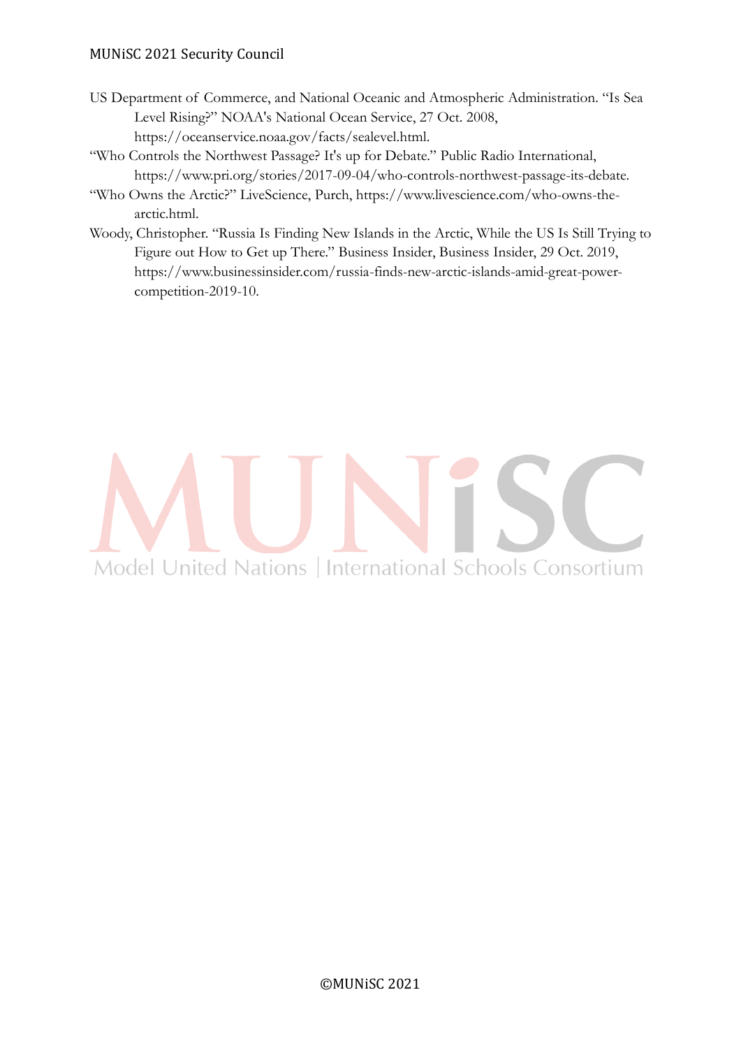US Department of Commerce, and National Oceanic and Atmospheric Administration. "Is Sea Level Rising?" NOAA's National Ocean Service, 27 Oct. 2008, https://oceanservice.noaa.gov/facts/sealevel.html.

"Who Controls the Northwest Passage? It's up for Debate." Public Radio International, https://www.pri.org/stories/2017-09-04/who-controls-northwest-passage-its-debate.

"Who Owns the Arctic?" LiveScience, Purch, https://www.livescience.com/who-owns-the-arctic.html.

Woody, Christopher. "Russia Is Finding New Islands in the Arctic, While the US Is Still Trying to Figure out How to Get up There." Business Insider, Business Insider, 29 Oct. 2019, https://www.businessinsider.com/russia-finds-new-arctic-islands-amid-great-power-competition-2019-10.

MUNiSC

Model United Nations | International Schools Consortium